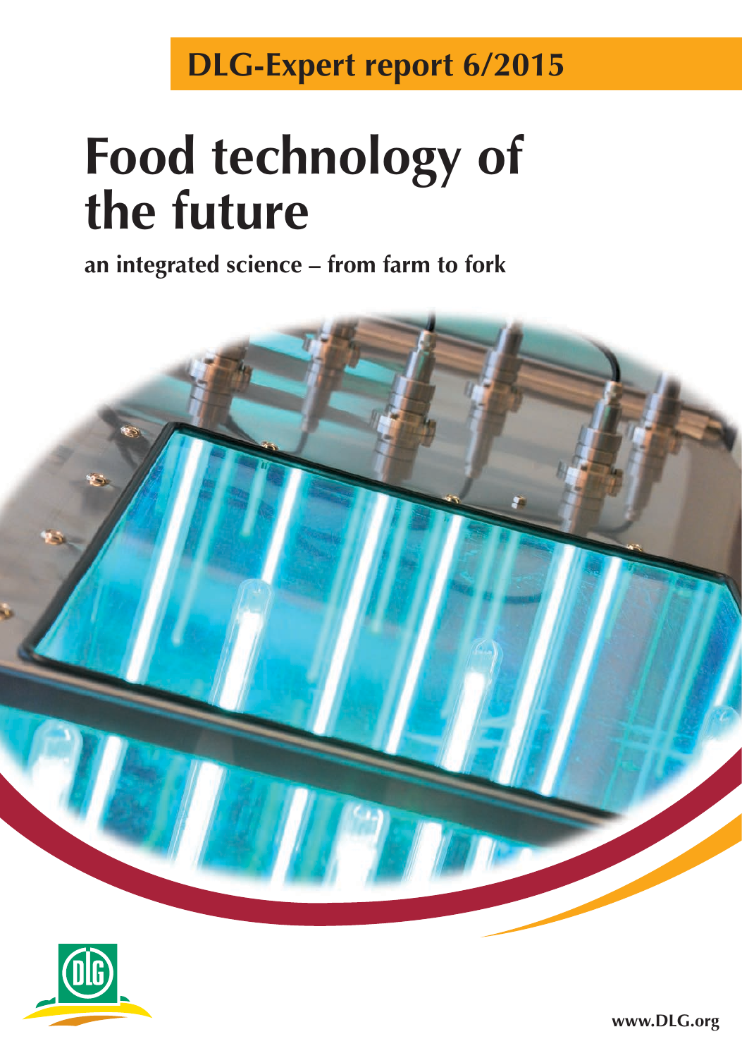DLG-Expert report 6/2015

# Food technology of the future

**an integrated science – from farm to fork**

www.DLG.org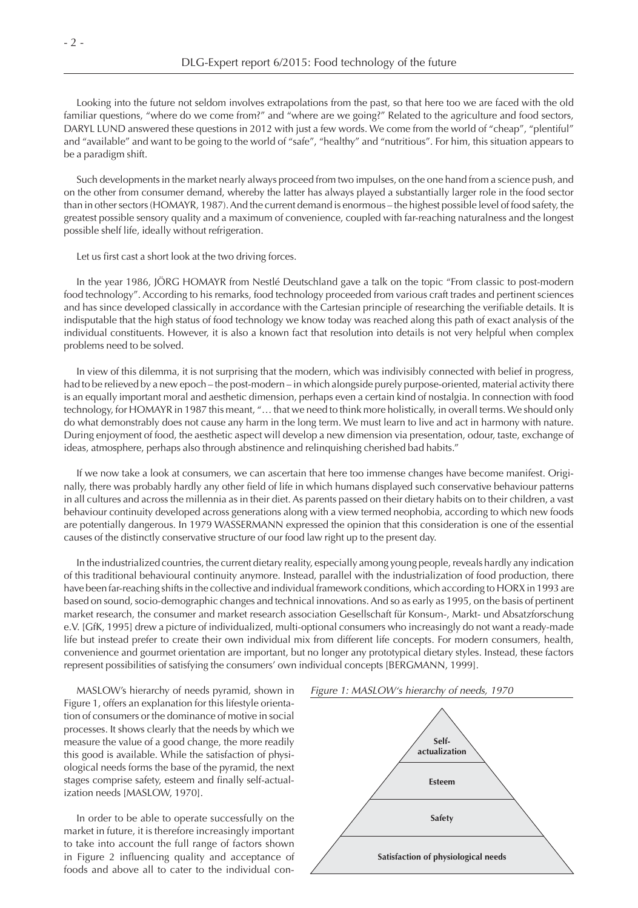Looking into the future not seldom involves extrapolations from the past, so that here too we are faced with the old familiar questions, "where do we come from?" and "where are we going?" Related to the agriculture and food sectors, DARYL LUND answered these questions in 2012 with just a few words. We come from the world of "cheap", "plentiful" and "available" and want to be going to the world of "safe", "healthy" and "nutritious". For him, this situation appears to be a paradigm shift.

Such developments in the market nearly always proceed from two impulses, on the one hand from a science push, and on the other from consumer demand, whereby the latter has always played a substantially larger role in the food sector than in other sectors (HOMAYR, 1987). And the current demand is enormous – the highest possible level of food safety, the greatest possible sensory quality and a maximum of convenience, coupled with far-reaching naturalness and the longest possible shelf life, ideally without refrigeration.

Let us first cast a short look at the two driving forces.

In the year 1986, JÖRG HOMAYR from Nestlé Deutschland gave a talk on the topic "From classic to post-modern food technology". According to his remarks, food technology proceeded from various craft trades and pertinent sciences and has since developed classically in accordance with the Cartesian principle of researching the verifiable details. It is indisputable that the high status of food technology we know today was reached along this path of exact analysis of the individual constituents. However, it is also a known fact that resolution into details is not very helpful when complex problems need to be solved.

In view of this dilemma, it is not surprising that the modern, which was indivisibly connected with belief in progress, had to be relieved by a new epoch – the post-modern – in which alongside purely purpose-oriented, material activity there is an equally important moral and aesthetic dimension, perhaps even a certain kind of nostalgia. In connection with food technology, for HOMAYR in 1987 this meant, "… that we need to think more holistically, in overall terms. We should only do what demonstrably does not cause any harm in the long term. We must learn to live and act in harmony with nature. During enjoyment of food, the aesthetic aspect will develop a new dimension via presentation, odour, taste, exchange of ideas, atmosphere, perhaps also through abstinence and relinquishing cherished bad habits."

If we now take a look at consumers, we can ascertain that here too immense changes have become manifest. Originally, there was probably hardly any other field of life in which humans displayed such conservative behaviour patterns in all cultures and across the millennia as in their diet. As parents passed on their dietary habits on to their children, a vast behaviour continuity developed across generations along with a view termed neophobia, according to which new foods are potentially dangerous. In 1979 WASSERMANN expressed the opinion that this consideration is one of the essential causes of the distinctly conservative structure of our food law right up to the present day.

In the industrialized countries, the current dietary reality, especially among young people, reveals hardly any indication of this traditional behavioural continuity anymore. Instead, parallel with the industrialization of food production, there have been far-reaching shifts in the collective and individual framework conditions, which according to HORX in 1993 are based on sound, socio-demographic changes and technical innovations. And so as early as 1995, on the basis of pertinent market research, the consumer and market research association Gesellschaft für Konsum-, Markt- und Absatzforschung e.V. [GfK, 1995] drew a picture of individualized, multi-optional consumers who increasingly do not want a ready-made life but instead prefer to create their own individual mix from different life concepts. For modern consumers, health, convenience and gourmet orientation are important, but no longer any prototypical dietary styles. Instead, these factors represent possibilities of satisfying the consumers' own individual concepts [BERGMANN, 1999].

MASLOW's hierarchy of needs pyramid, shown in Figure 1, offers an explanation for this lifestyle orientation of consumers or the dominance of motive in social processes. It shows clearly that the needs by which we measure the value of a good change, the more readily this good is available. While the satisfaction of physiological needs forms the base of the pyramid, the next stages comprise safety, esteem and finally self-actualization needs [MASLOW, 1970].

*Figure 1: MASLOW's hierarchy of needs, 1970*

- Self-actualization
- Esteem
- Safety
- Satisfaction of physiological needs

In order to be able to operate successfully on the market in future, it is therefore increasingly important to take into account the full range of factors shown in Figure 2 influencing quality and acceptance of foods and above all to cater to the individual con-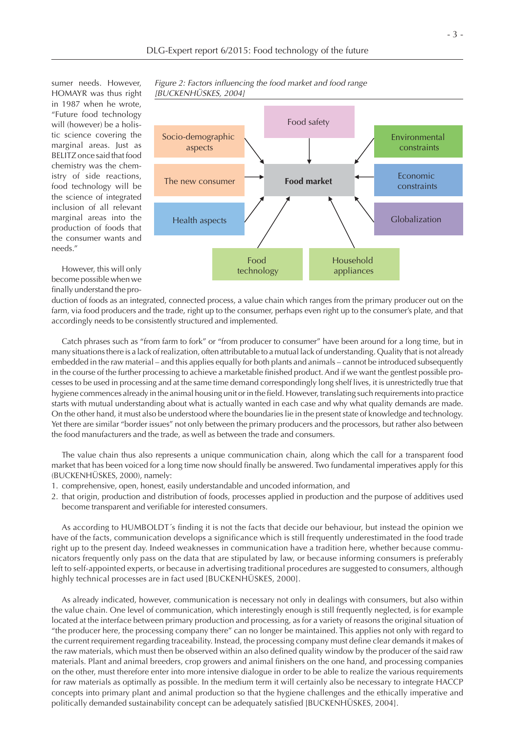sumer needs. However, HOMAYR was thus right in 1987 when he wrote, "Future food technology will (however) be a holistic science covering the marginal areas. Just as BELITZ once said that food chemistry was the chemistry of side reactions, food technology will be the science of integrated inclusion of all relevant marginal areas into the production of foods that the consumer wants and needs."

*Figure 2: Factors influencing the food market and food range [BUCKENHÜSKES, 2004]*

Food safety

Socio-demographic aspects

Environmental constraints

The new consumer

Food market

Economic constraints

Health aspects

Globalization

Food technology

Household appliances

However, this will only become possible when we finally understand the production of foods as an integrated, connected process, a value chain which ranges from the primary producer out on the farm, via food producers and the trade, right up to the consumer, perhaps even right up to the consumer's plate, and that accordingly needs to be consistently structured and implemented.

Catch phrases such as "from farm to fork" or "from producer to consumer" have been around for a long time, but in many situations there is a lack of realization, often attributable to a mutual lack of understanding. Quality that is not already embedded in the raw material – and this applies equally for both plants and animals – cannot be introduced subsequently in the course of the further processing to achieve a marketable finished product. And if we want the gentlest possible processes to be used in processing and at the same time demand correspondingly long shelf lives, it is unrestrictedly true that hygiene commences already in the animal housing unit or in the field. However, translating such requirements into practice starts with mutual understanding about what is actually wanted in each case and why what quality demands are made. On the other hand, it must also be understood where the boundaries lie in the present state of knowledge and technology. Yet there are similar "border issues" not only between the primary producers and the processors, but rather also between the food manufacturers and the trade, as well as between the trade and consumers.

The value chain thus also represents a unique communication chain, along which the call for a transparent food market that has been voiced for a long time now should finally be answered. Two fundamental imperatives apply for this (BUCKENHÜSKES, 2000), namely:

1. comprehensive, open, honest, easily understandable and uncoded information, and
2. that origin, production and distribution of foods, processes applied in production and the purpose of additives used become transparent and verifiable for interested consumers.

As according to HUMBOLDT´s finding it is not the facts that decide our behaviour, but instead the opinion we have of the facts, communication develops a significance which is still frequently underestimated in the food trade right up to the present day. Indeed weaknesses in communication have a tradition here, whether because communicators frequently only pass on the data that are stipulated by law, or because informing consumers is preferably left to self-appointed experts, or because in advertising traditional procedures are suggested to consumers, although highly technical processes are in fact used [BUCKENHÜSKES, 2000].

As already indicated, however, communication is necessary not only in dealings with consumers, but also within the value chain. One level of communication, which interestingly enough is still frequently neglected, is for example located at the interface between primary production and processing, as for a variety of reasons the original situation of "the producer here, the processing company there" can no longer be maintained. This applies not only with regard to the current requirement regarding traceability. Instead, the processing company must define clear demands it makes of the raw materials, which must then be observed within an also defined quality window by the producer of the said raw materials. Plant and animal breeders, crop growers and animal finishers on the one hand, and processing companies on the other, must therefore enter into more intensive dialogue in order to be able to realize the various requirements for raw materials as optimally as possible. In the medium term it will certainly also be necessary to integrate HACCP concepts into primary plant and animal production so that the hygiene challenges and the ethically imperative and politically demanded sustainability concept can be adequately satisfied [BUCKENHÜSKES, 2004].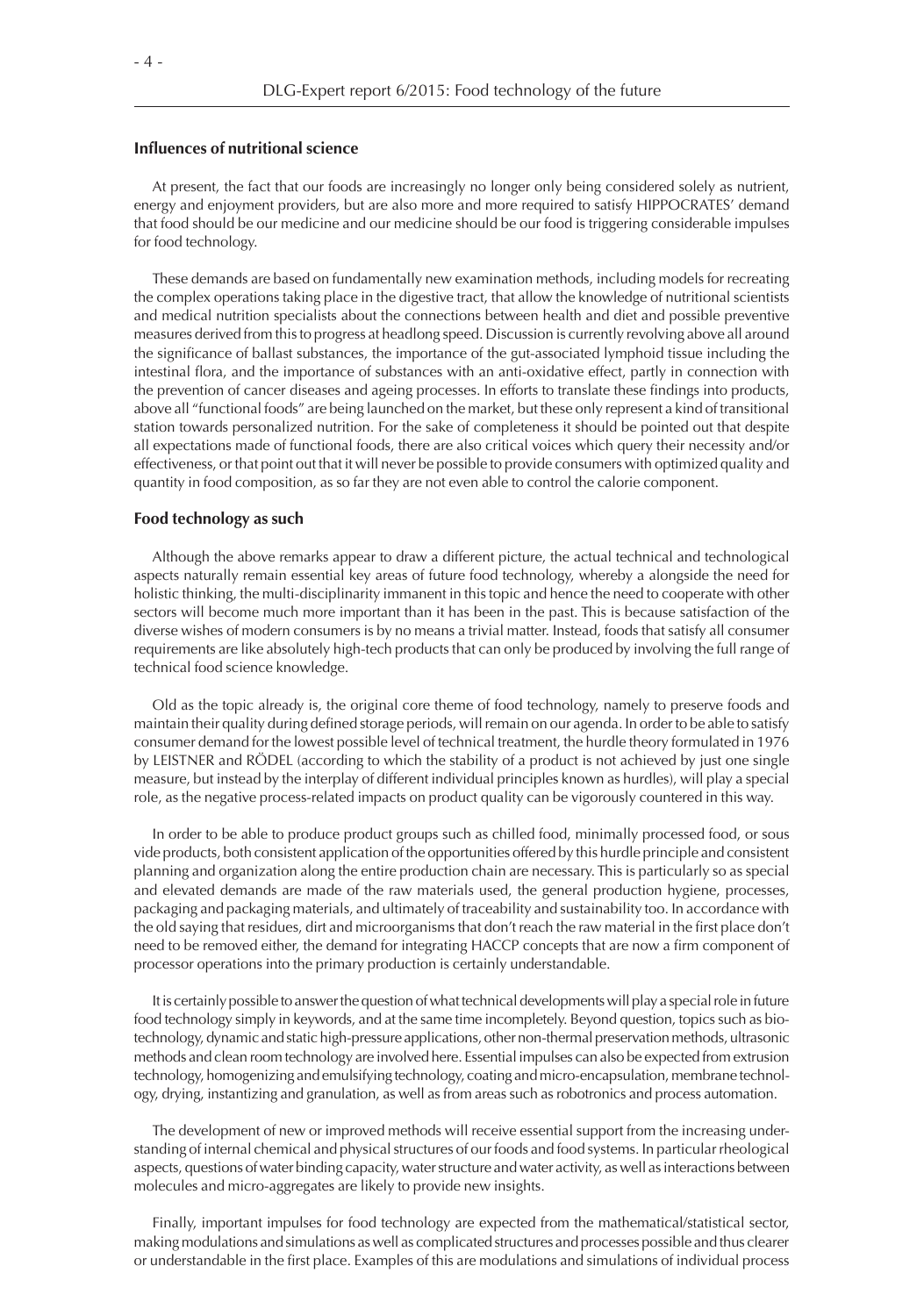## Influences of nutritional science

At present, the fact that our foods are increasingly no longer only being considered solely as nutrient, energy and enjoyment providers, but are also more and more required to satisfy HIPPOCRATES' demand that food should be our medicine and our medicine should be our food is triggering considerable impulses for food technology.

These demands are based on fundamentally new examination methods, including models for recreating the complex operations taking place in the digestive tract, that allow the knowledge of nutritional scientists and medical nutrition specialists about the connections between health and diet and possible preventive measures derived from this to progress at headlong speed. Discussion is currently revolving above all around the significance of ballast substances, the importance of the gut-associated lymphoid tissue including the intestinal flora, and the importance of substances with an anti-oxidative effect, partly in connection with the prevention of cancer diseases and ageing processes. In efforts to translate these findings into products, above all "functional foods" are being launched on the market, but these only represent a kind of transitional station towards personalized nutrition. For the sake of completeness it should be pointed out that despite all expectations made of functional foods, there are also critical voices which query their necessity and/or effectiveness, or that point out that it will never be possible to provide consumers with optimized quality and quantity in food composition, as so far they are not even able to control the calorie component.

## Food technology as such

Although the above remarks appear to draw a different picture, the actual technical and technological aspects naturally remain essential key areas of future food technology, whereby a alongside the need for holistic thinking, the multi-disciplinarity immanent in this topic and hence the need to cooperate with other sectors will become much more important than it has been in the past. This is because satisfaction of the diverse wishes of modern consumers is by no means a trivial matter. Instead, foods that satisfy all consumer requirements are like absolutely high-tech products that can only be produced by involving the full range of technical food science knowledge.

Old as the topic already is, the original core theme of food technology, namely to preserve foods and maintain their quality during defined storage periods, will remain on our agenda. In order to be able to satisfy consumer demand for the lowest possible level of technical treatment, the hurdle theory formulated in 1976 by LEISTNER and RÖDEL (according to which the stability of a product is not achieved by just one single measure, but instead by the interplay of different individual principles known as hurdles), will play a special role, as the negative process-related impacts on product quality can be vigorously countered in this way.

In order to be able to produce product groups such as chilled food, minimally processed food, or sous vide products, both consistent application of the opportunities offered by this hurdle principle and consistent planning and organization along the entire production chain are necessary. This is particularly so as special and elevated demands are made of the raw materials used, the general production hygiene, processes, packaging and packaging materials, and ultimately of traceability and sustainability too. In accordance with the old saying that residues, dirt and microorganisms that don't reach the raw material in the first place don't need to be removed either, the demand for integrating HACCP concepts that are now a firm component of processor operations into the primary production is certainly understandable.

It is certainly possible to answer the question of what technical developments will play a special role in future food technology simply in keywords, and at the same time incompletely. Beyond question, topics such as biotechnology, dynamic and static high-pressure applications, other non-thermal preservation methods, ultrasonic methods and clean room technology are involved here. Essential impulses can also be expected from extrusion technology, homogenizing and emulsifying technology, coating and micro-encapsulation, membrane technology, drying, instantizing and granulation, as well as from areas such as robotronics and process automation.

The development of new or improved methods will receive essential support from the increasing understanding of internal chemical and physical structures of our foods and food systems. In particular rheological aspects, questions of water binding capacity, water structure and water activity, as well as interactions between molecules and micro-aggregates are likely to provide new insights.

Finally, important impulses for food technology are expected from the mathematical/statistical sector, making modulations and simulations as well as complicated structures and processes possible and thus clearer or understandable in the first place. Examples of this are modulations and simulations of individual process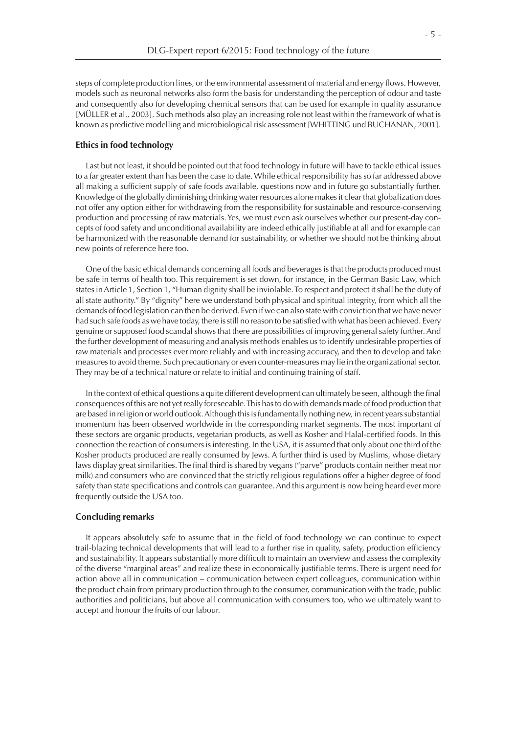steps of complete production lines, or the environmental assessment of material and energy flows. However, models such as neuronal networks also form the basis for understanding the perception of odour and taste and consequently also for developing chemical sensors that can be used for example in quality assurance [MÜLLER et al., 2003]. Such methods also play an increasing role not least within the framework of what is known as predictive modelling and microbiological risk assessment [WHITTING und BUCHANAN, 2001].

## Ethics in food technology

Last but not least, it should be pointed out that food technology in future will have to tackle ethical issues to a far greater extent than has been the case to date. While ethical responsibility has so far addressed above all making a sufficient supply of safe foods available, questions now and in future go substantially further. Knowledge of the globally diminishing drinking water resources alone makes it clear that globalization does not offer any option either for withdrawing from the responsibility for sustainable and resource-conserving production and processing of raw materials. Yes, we must even ask ourselves whether our present-day concepts of food safety and unconditional availability are indeed ethically justifiable at all and for example can be harmonized with the reasonable demand for sustainability, or whether we should not be thinking about new points of reference here too.

One of the basic ethical demands concerning all foods and beverages is that the products produced must be safe in terms of health too. This requirement is set down, for instance, in the German Basic Law, which states in Article 1, Section 1, "Human dignity shall be inviolable. To respect and protect it shall be the duty of all state authority." By "dignity" here we understand both physical and spiritual integrity, from which all the demands of food legislation can then be derived. Even if we can also state with conviction that we have never had such safe foods as we have today, there is still no reason to be satisfied with what has been achieved. Every genuine or supposed food scandal shows that there are possibilities of improving general safety further. And the further development of measuring and analysis methods enables us to identify undesirable properties of raw materials and processes ever more reliably and with increasing accuracy, and then to develop and take measures to avoid theme. Such precautionary or even counter-measures may lie in the organizational sector. They may be of a technical nature or relate to initial and continuing training of staff.

In the context of ethical questions a quite different development can ultimately be seen, although the final consequences of this are not yet really foreseeable. This has to do with demands made of food production that are based in religion or world outlook. Although this is fundamentally nothing new, in recent years substantial momentum has been observed worldwide in the corresponding market segments. The most important of these sectors are organic products, vegetarian products, as well as Kosher and Halal-certified foods. In this connection the reaction of consumers is interesting. In the USA, it is assumed that only about one third of the Kosher products produced are really consumed by Jews. A further third is used by Muslims, whose dietary laws display great similarities. The final third is shared by vegans ("parve" products contain neither meat nor milk) and consumers who are convinced that the strictly religious regulations offer a higher degree of food safety than state specifications and controls can guarantee. And this argument is now being heard ever more frequently outside the USA too.

## Concluding remarks

It appears absolutely safe to assume that in the field of food technology we can continue to expect trail-blazing technical developments that will lead to a further rise in quality, safety, production efficiency and sustainability. It appears substantially more difficult to maintain an overview and assess the complexity of the diverse "marginal areas" and realize these in economically justifiable terms. There is urgent need for action above all in communication – communication between expert colleagues, communication within the product chain from primary production through to the consumer, communication with the trade, public authorities and politicians, but above all communication with consumers too, who we ultimately want to accept and honour the fruits of our labour.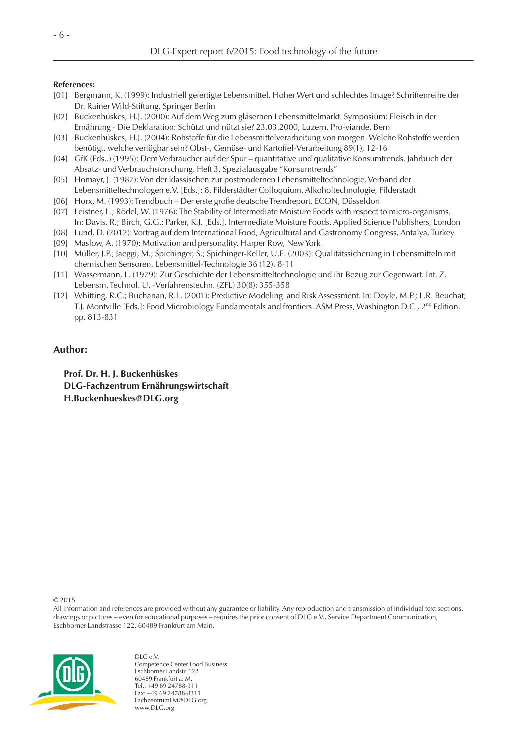**References:**

[01] Bergmann, K. (1999): Industriell gefertigte Lebensmittel. Hoher Wert und schlechtes Image? Schriftenreihe der Dr. Rainer Wild-Stiftung, Springer Berlin

[02] Buckenhüskes, H.J. (2000): Auf dem Weg zum gläsernen Lebensmittelmarkt. Symposium: Fleisch in der Ernährung - Die Deklaration: Schützt und nützt sie? 23.03.2000, Luzern. Pro-viande, Bern

[03] Buckenhüskes, H.J. (2004): Rohstoffe für die Lebensmittelverarbeitung von morgen. Welche Rohstoffe werden benötigt, welche verfügbar sein? Obst-, Gemüse- und Kartoffel-Verarbeitung 89(1), 12-16

[04] GfK (Eds..) (1995): Dem Verbraucher auf der Spur – quantitative und qualitative Konsumtrends. Jahrbuch der Absatz- und Verbrauchsforschung. Heft 3, Spezialausgabe "Konsumtrends"

[05] Homayr, J. (1987): Von der klassischen zur postmodernen Lebensmitteltechnologie. Verband der Lebensmitteltechnologen e.V. [Eds.]: 8. Filderstädter Colloquium. Alkoholtechnologie, Filderstadt

[06] Horx, M. (1993): Trendbuch – Der erste große deutsche Trendreport. ECON, Düsseldorf

[07] Leistner, L.; Rödel, W. (1976): The Stability of Intermediate Moisture Foods with respect to micro-organisms. In: Davis, R.; Birch, G.G.; Parker, K.J. [Eds.]. Intermediate Moisture Foods. Applied Science Publishers, London

[08] Lund, D. (2012): Vortrag auf dem International Food, Agricultural and Gastronomy Congress, Antalya, Turkey

[09] Maslow, A. (1970): Motivation and personality. Harper Row, New York

[10] Müller, J.P.; Jaeggi, M.; Spichinger, S.; Spichinger-Keller, U.E. (2003): Qualitätssicherung in Lebensmitteln mit chemischen Sensoren. Lebensmittel-Technologie 36 (12), 8-11

[11] Wassermann, L. (1979): Zur Geschichte der Lebensmitteltechnologie und ihr Bezug zur Gegenwart. Int. Z. Lebensm. Technol. U. -Verfahrenstechn. (ZFL) 30(8): 355-358

[12] Whitting, R.C.; Buchanan, R.L. (2001): Predictive Modeling and Risk Assessment. In: Doyle, M.P.; L.R. Beuchat; T.J. Montville [Eds.]: Food Microbiology Fundamentals and frontiers. ASM Press, Washington D.C., 2nd Edition. pp. 813-831

## Author:

**Prof. Dr. H. J. Buckenhüskes**
**DLG-Fachzentrum Ernährungswirtschaft**
**H.Buckenhueskes@DLG.org**

© 2015

All information and references are provided without any guarantee or liability. Any reproduction and transmission of individual text sections, drawings or pictures – even for educational purposes – requires the prior consent of DLG e.V., Service Department Communication, Eschborner Landstrasse 122, 60489 Frankfurt am Main.

DLG e.V.
Competence Center Food Business
Eschborner Landstr. 122
60489 Frankfurt a. M.
Tel.: +49 69 24788-311
Fax: +49 69 24788-8311
FachzentrumLM@DLG.org
www.DLG.org